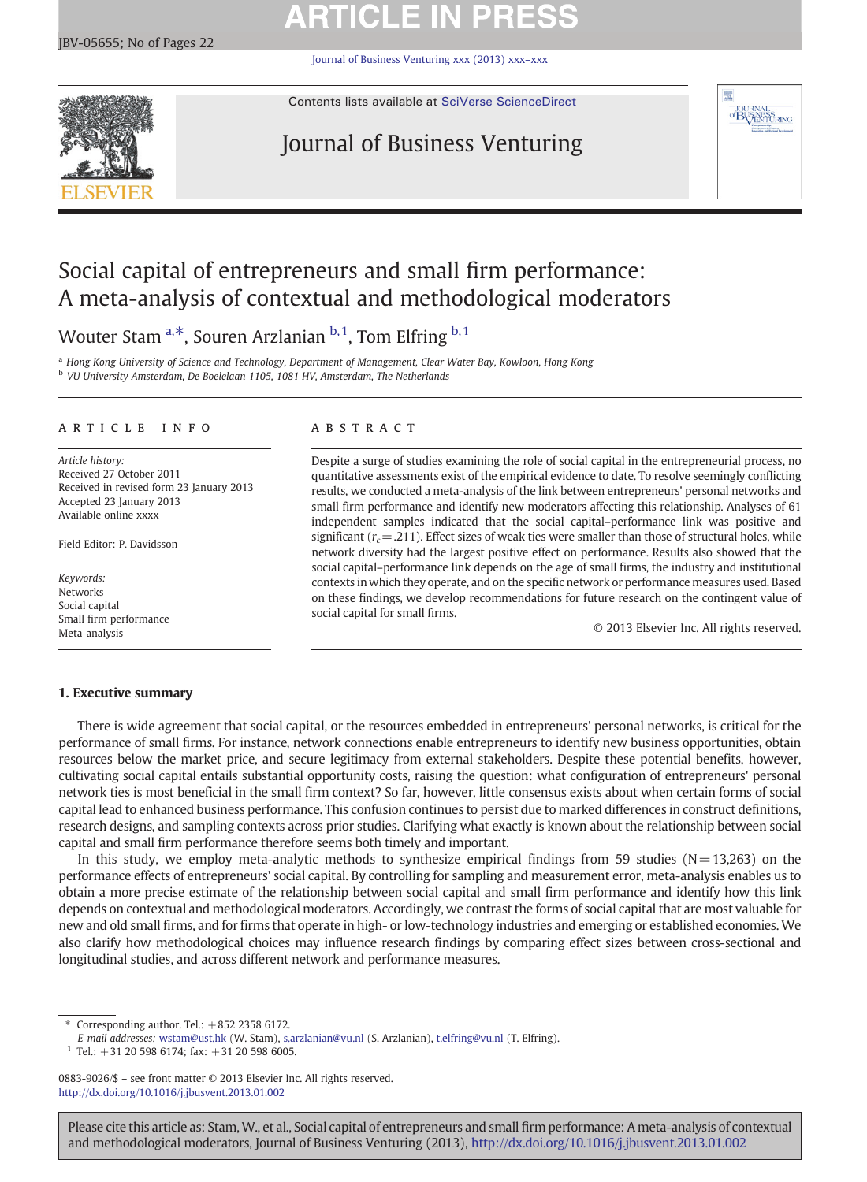# Social capital of entrepreneurs and small firm performance: A meta-analysis of contextual and methodological moderators

Wouter Stam [a,*], Souren Arzlanian [b,1], Tom Elfring [b,1]

[a] Hong Kong University of Science and Technology, Department of Management, Clear Water Bay, Kowloon, Hong Kong
[b] VU University Amsterdam, De Boelelaan 1105, 1081 HV, Amsterdam, The Netherlands

**ARTICLE INFO**

*Article history:*
Received 27 October 2011
Received in revised form 23 January 2013
Accepted 23 January 2013
Available online xxxx

Field Editor: P. Davidsson

*Keywords:*
Networks
Social capital
Small firm performance
Meta-analysis

**ABSTRACT**

Despite a surge of studies examining the role of social capital in the entrepreneurial process, no quantitative assessments exist of the empirical evidence to date. To resolve seemingly conflicting results, we conducted a meta-analysis of the link between entrepreneurs' personal networks and small firm performance and identify new moderators affecting this relationship. Analyses of 61 independent samples indicated that the social capital–performance link was positive and significant ($r_c = .211$). Effect sizes of weak ties were smaller than those of structural holes, while network diversity had the largest positive effect on performance. Results also showed that the social capital–performance link depends on the age of small firms, the industry and institutional contexts in which they operate, and on the specific network or performance measures used. Based on these findings, we develop recommendations for future research on the contingent value of social capital for small firms.

© 2013 Elsevier Inc. All rights reserved.

## 1. Executive summary

There is wide agreement that social capital, or the resources embedded in entrepreneurs' personal networks, is critical for the performance of small firms. For instance, network connections enable entrepreneurs to identify new business opportunities, obtain resources below the market price, and secure legitimacy from external stakeholders. Despite these potential benefits, however, cultivating social capital entails substantial opportunity costs, raising the question: what configuration of entrepreneurs' personal network ties is most beneficial in the small firm context? So far, however, little consensus exists about when certain forms of social capital lead to enhanced business performance. This confusion continues to persist due to marked differences in construct definitions, research designs, and sampling contexts across prior studies. Clarifying what exactly is known about the relationship between social capital and small firm performance therefore seems both timely and important.

In this study, we employ meta-analytic methods to synthesize empirical findings from 59 studies (N = 13,263) on the performance effects of entrepreneurs' social capital. By controlling for sampling and measurement error, meta-analysis enables us to obtain a more precise estimate of the relationship between social capital and small firm performance and identify how this link depends on contextual and methodological moderators. Accordingly, we contrast the forms of social capital that are most valuable for new and old small firms, and for firms that operate in high- or low-technology industries and emerging or established economies. We also clarify how methodological choices may influence research findings by comparing effect sizes between cross-sectional and longitudinal studies, and across different network and performance measures.

* Corresponding author. Tel.: +852 2358 6172.
*E-mail addresses:* wstam@ust.hk (W. Stam), s.arzlanian@vu.nl (S. Arzlanian), t.elfring@vu.nl (T. Elfring).
[1] Tel.: +31 20 598 6174; fax: +31 20 598 6005.

0883-9026/$ – see front matter © 2013 Elsevier Inc. All rights reserved.
http://dx.doi.org/10.1016/j.jbusvent.2013.01.002

Please cite this article as: Stam, W., et al., Social capital of entrepreneurs and small firm performance: A meta-analysis of contextual and methodological moderators, Journal of Business Venturing (2013), http://dx.doi.org/10.1016/j.jbusvent.2013.01.002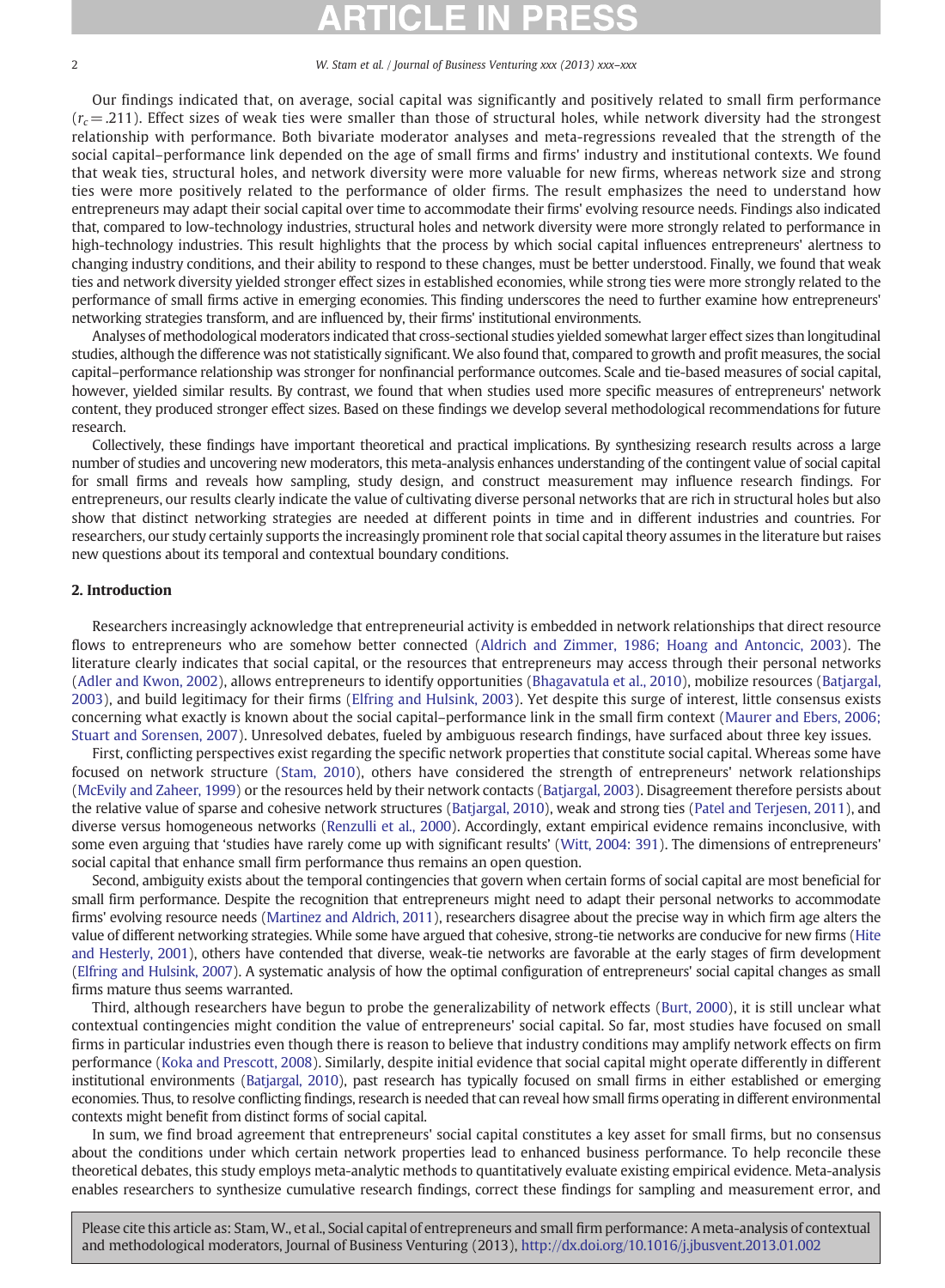Our findings indicated that, on average, social capital was significantly and positively related to small firm performance ($r_c = .211$). Effect sizes of weak ties were smaller than those of structural holes, while network diversity had the strongest relationship with performance. Both bivariate moderator analyses and meta-regressions revealed that the strength of the social capital–performance link depended on the age of small firms and firms' industry and institutional contexts. We found that weak ties, structural holes, and network diversity were more valuable for new firms, whereas network size and strong ties were more positively related to the performance of older firms. The result emphasizes the need to understand how entrepreneurs may adapt their social capital over time to accommodate their firms' evolving resource needs. Findings also indicated that, compared to low-technology industries, structural holes and network diversity were more strongly related to performance in high-technology industries. This result highlights that the process by which social capital influences entrepreneurs' alertness to changing industry conditions, and their ability to respond to these changes, must be better understood. Finally, we found that weak ties and network diversity yielded stronger effect sizes in established economies, while strong ties were more strongly related to the performance of small firms active in emerging economies. This finding underscores the need to further examine how entrepreneurs' networking strategies transform, and are influenced by, their firms' institutional environments.

Analyses of methodological moderators indicated that cross-sectional studies yielded somewhat larger effect sizes than longitudinal studies, although the difference was not statistically significant. We also found that, compared to growth and profit measures, the social capital–performance relationship was stronger for nonfinancial performance outcomes. Scale and tie-based measures of social capital, however, yielded similar results. By contrast, we found that when studies used more specific measures of entrepreneurs' network content, they produced stronger effect sizes. Based on these findings we develop several methodological recommendations for future research.

Collectively, these findings have important theoretical and practical implications. By synthesizing research results across a large number of studies and uncovering new moderators, this meta-analysis enhances understanding of the contingent value of social capital for small firms and reveals how sampling, study design, and construct measurement may influence research findings. For entrepreneurs, our results clearly indicate the value of cultivating diverse personal networks that are rich in structural holes but also show that distinct networking strategies are needed at different points in time and in different industries and countries. For researchers, our study certainly supports the increasingly prominent role that social capital theory assumes in the literature but raises new questions about its temporal and contextual boundary conditions.

## 2. Introduction

Researchers increasingly acknowledge that entrepreneurial activity is embedded in network relationships that direct resource flows to entrepreneurs who are somehow better connected (Aldrich and Zimmer, 1986; Hoang and Antoncic, 2003). The literature clearly indicates that social capital, or the resources that entrepreneurs may access through their personal networks (Adler and Kwon, 2002), allows entrepreneurs to identify opportunities (Bhagavatula et al., 2010), mobilize resources (Batjargal, 2003), and build legitimacy for their firms (Elfring and Hulsink, 2003). Yet despite this surge of interest, little consensus exists concerning what exactly is known about the social capital–performance link in the small firm context (Maurer and Ebers, 2006; Stuart and Sorensen, 2007). Unresolved debates, fueled by ambiguous research findings, have surfaced about three key issues.

First, conflicting perspectives exist regarding the specific network properties that constitute social capital. Whereas some have focused on network structure (Stam, 2010), others have considered the strength of entrepreneurs' network relationships (McEvily and Zaheer, 1999) or the resources held by their network contacts (Batjargal, 2003). Disagreement therefore persists about the relative value of sparse and cohesive network structures (Batjargal, 2010), weak and strong ties (Patel and Terjesen, 2011), and diverse versus homogeneous networks (Renzulli et al., 2000). Accordingly, extant empirical evidence remains inconclusive, with some even arguing that 'studies have rarely come up with significant results' (Witt, 2004: 391). The dimensions of entrepreneurs' social capital that enhance small firm performance thus remains an open question.

Second, ambiguity exists about the temporal contingencies that govern when certain forms of social capital are most beneficial for small firm performance. Despite the recognition that entrepreneurs might need to adapt their personal networks to accommodate firms' evolving resource needs (Martinez and Aldrich, 2011), researchers disagree about the precise way in which firm age alters the value of different networking strategies. While some have argued that cohesive, strong-tie networks are conducive for new firms (Hite and Hesterly, 2001), others have contended that diverse, weak-tie networks are favorable at the early stages of firm development (Elfring and Hulsink, 2007). A systematic analysis of how the optimal configuration of entrepreneurs' social capital changes as small firms mature thus seems warranted.

Third, although researchers have begun to probe the generalizability of network effects (Burt, 2000), it is still unclear what contextual contingencies might condition the value of entrepreneurs' social capital. So far, most studies have focused on small firms in particular industries even though there is reason to believe that industry conditions may amplify network effects on firm performance (Koka and Prescott, 2008). Similarly, despite initial evidence that social capital might operate differently in different institutional environments (Batjargal, 2010), past research has typically focused on small firms in either established or emerging economies. Thus, to resolve conflicting findings, research is needed that can reveal how small firms operating in different environmental contexts might benefit from distinct forms of social capital.

In sum, we find broad agreement that entrepreneurs' social capital constitutes a key asset for small firms, but no consensus about the conditions under which certain network properties lead to enhanced business performance. To help reconcile these theoretical debates, this study employs meta-analytic methods to quantitatively evaluate existing empirical evidence. Meta-analysis enables researchers to synthesize cumulative research findings, correct these findings for sampling and measurement error, and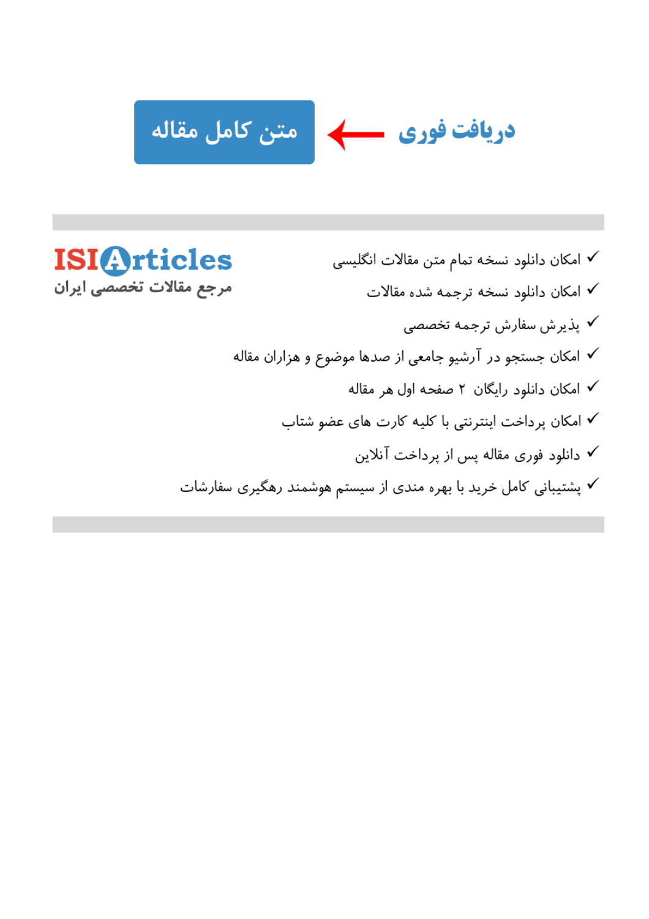دریافت فوری ← متن کامل مقاله

**ISIArticles**
مرجع مقالات تخصصی ایران

- ✓ امکان دانلود نسخه تمام متن مقالات انگلیسی
- ✓ امکان دانلود نسخه ترجمه شده مقالات
- ✓ پذیرش سفارش ترجمه تخصصی
- ✓ امکان جستجو در آرشیو جامعی از صدها موضوع و هزاران مقاله
- ✓ امکان دانلود رایگان ۲ صفحه اول هر مقاله
- ✓ امکان پرداخت اینترنتی با کلیه کارت های عضو شتاب
- ✓ دانلود فوری مقاله پس از پرداخت آنلاین
- ✓ پشتیبانی کامل خرید با بهره مندی از سیستم هوشمند رهگیری سفارشات